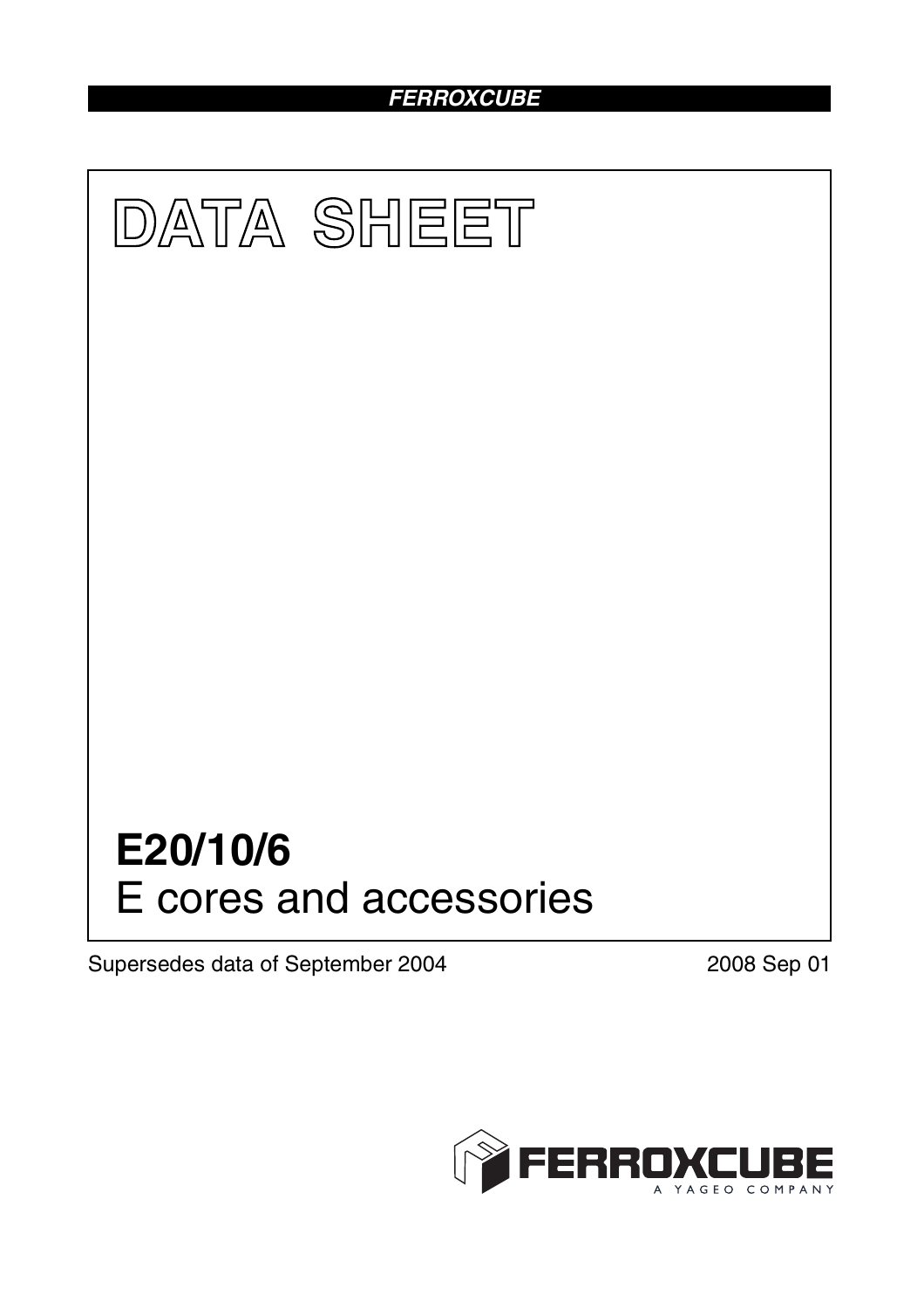**FERROXCUBE**

# DATA SHEET

# E20/10/6
## E cores and accessories

Supersedes data of September 2004

2008 Sep 01

FERROXCUBE
A YAGEO COMPANY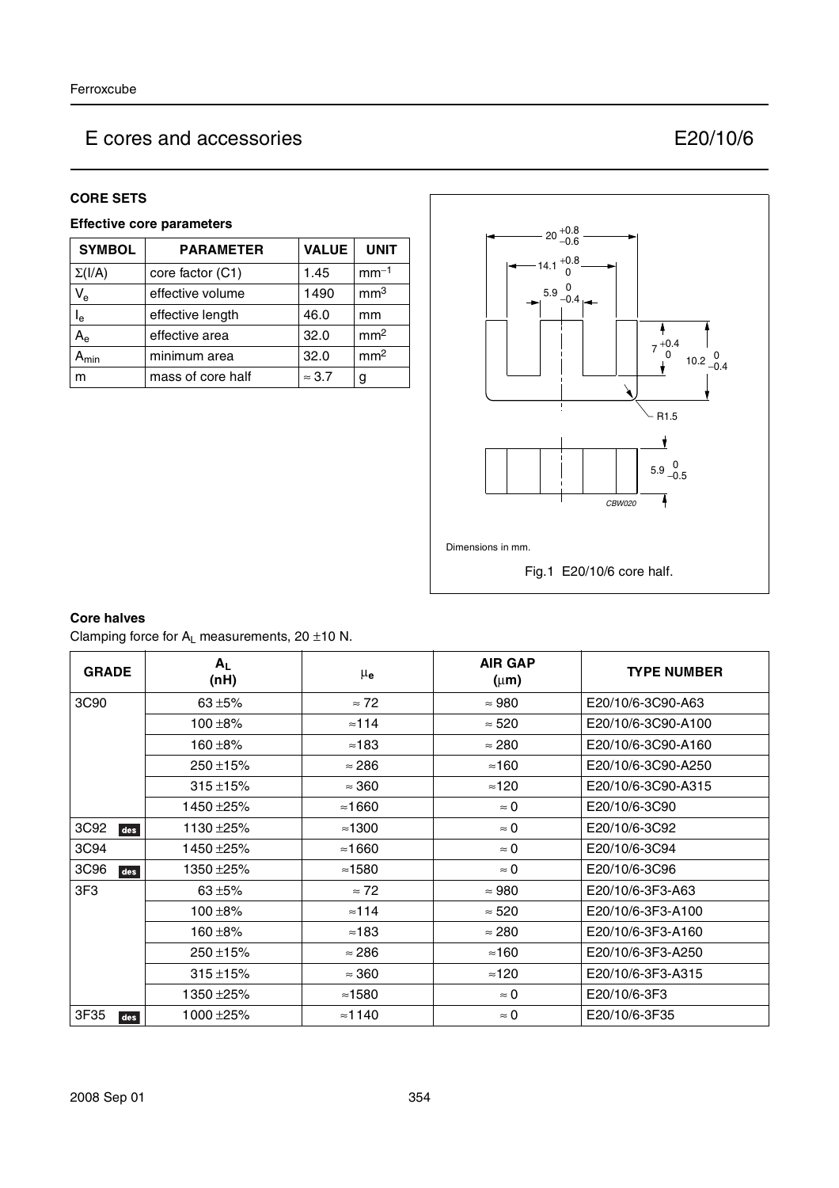# E cores and accessories — E20/10/6

## CORE SETS

### Effective core parameters

| SYMBOL | PARAMETER | VALUE | UNIT |
|---|---|---|---|
| $\Sigma(I/A)$ | core factor (C1) | 1.45 | $mm^{-1}$ |
| $V_e$ | effective volume | 1490 | $mm^3$ |
| $l_e$ | effective length | 46.0 | mm |
| $A_e$ | effective area | 32.0 | $mm^2$ |
| $A_{min}$ | minimum area | 32.0 | $mm^2$ |
| m | mass of core half | ≈ 3.7 | g |

Dimensions in mm.

Fig.1 E20/10/6 core half.

### Core halves

Clamping force for $A_L$ measurements, 20 ±10 N.

| GRADE | $A_L$ (nH) | $\mu_e$ | AIR GAP (μm) | TYPE NUMBER |
|---|---|---|---|---|
| 3C90 | 63 ±5% | ≈ 72 | ≈ 980 | E20/10/6-3C90-A63 |
| | 100 ±8% | ≈114 | ≈ 520 | E20/10/6-3C90-A100 |
| | 160 ±8% | ≈183 | ≈ 280 | E20/10/6-3C90-A160 |
| | 250 ±15% | ≈ 286 | ≈160 | E20/10/6-3C90-A250 |
| | 315 ±15% | ≈ 360 | ≈120 | E20/10/6-3C90-A315 |
| | 1450 ±25% | ≈1660 | ≈ 0 | E20/10/6-3C90 |
| 3C92 des | 1130 ±25% | ≈1300 | ≈ 0 | E20/10/6-3C92 |
| 3C94 | 1450 ±25% | ≈1660 | ≈ 0 | E20/10/6-3C94 |
| 3C96 des | 1350 ±25% | ≈1580 | ≈ 0 | E20/10/6-3C96 |
| 3F3 | 63 ±5% | ≈ 72 | ≈ 980 | E20/10/6-3F3-A63 |
| | 100 ±8% | ≈114 | ≈ 520 | E20/10/6-3F3-A100 |
| | 160 ±8% | ≈183 | ≈ 280 | E20/10/6-3F3-A160 |
| | 250 ±15% | ≈ 286 | ≈160 | E20/10/6-3F3-A250 |
| | 315 ±15% | ≈ 360 | ≈120 | E20/10/6-3F3-A315 |
| | 1350 ±25% | ≈1580 | ≈ 0 | E20/10/6-3F3 |
| 3F35 des | 1000 ±25% | ≈1140 | ≈ 0 | E20/10/6-3F35 |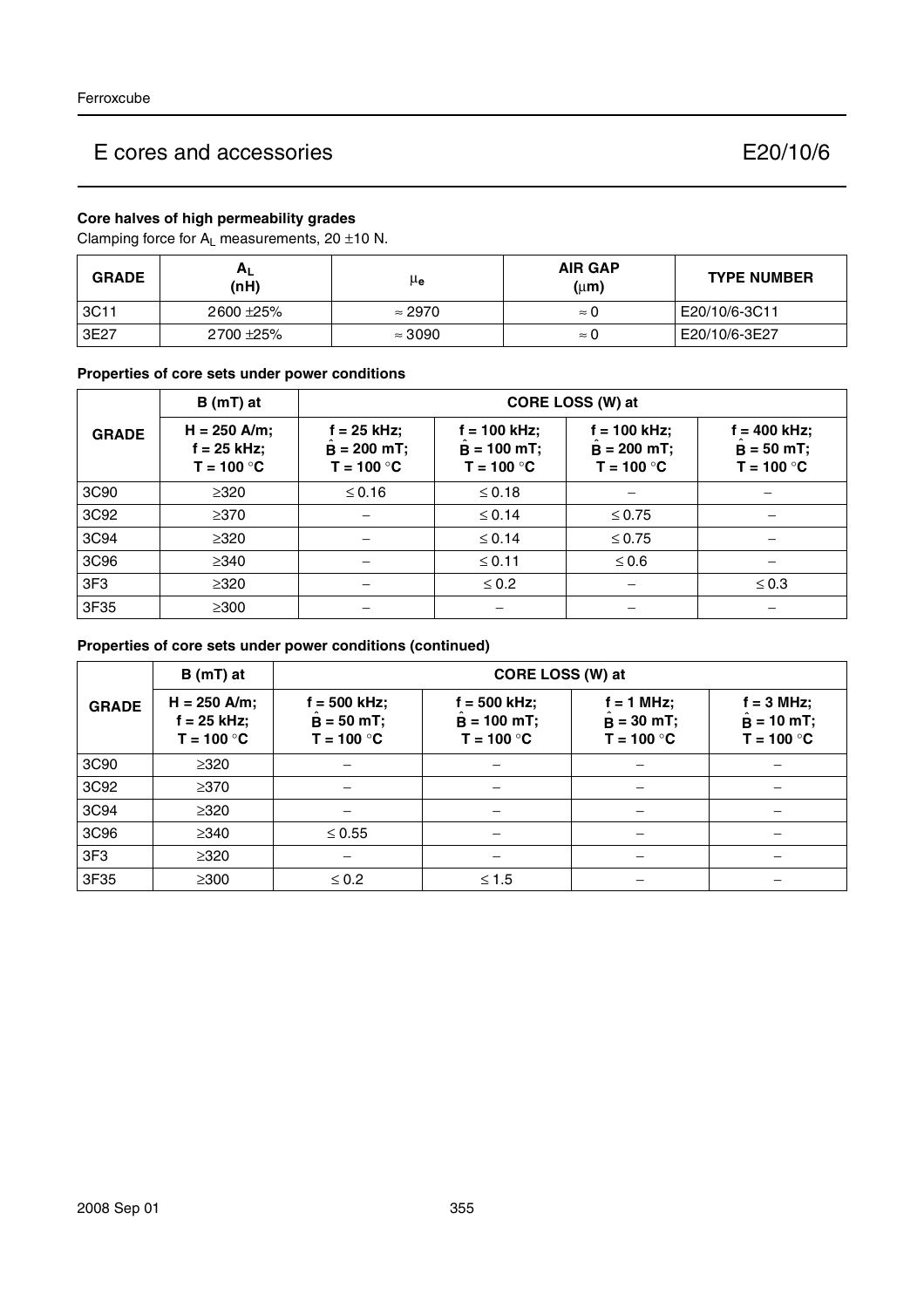# E cores and accessories E20/10/6

### Core halves of high permeability grades

Clamping force for $A_L$ measurements, 20 ±10 N.

| GRADE | $A_L$ (nH) | $\mu_e$ | AIR GAP (μm) | TYPE NUMBER |
|---|---|---|---|---|
| 3C11 | 2600 ±25% | ≈ 2970 | ≈ 0 | E20/10/6-3C11 |
| 3E27 | 2700 ±25% | ≈ 3090 | ≈ 0 | E20/10/6-3E27 |

### Properties of core sets under power conditions

| GRADE | B (mT) at | CORE LOSS (W) at | | | |
|---|---|---|---|---|---|
| | H = 250 A/m; f = 25 kHz; T = 100 °C | f = 25 kHz; $\hat{B}$ = 200 mT; T = 100 °C | f = 100 kHz; $\hat{B}$ = 100 mT; T = 100 °C | f = 100 kHz; $\hat{B}$ = 200 mT; T = 100 °C | f = 400 kHz; $\hat{B}$ = 50 mT; T = 100 °C |
| 3C90 | ≥320 | ≤ 0.16 | ≤ 0.18 | − | − |
| 3C92 | ≥370 | − | ≤ 0.14 | ≤ 0.75 | − |
| 3C94 | ≥320 | − | ≤ 0.14 | ≤ 0.75 | − |
| 3C96 | ≥340 | − | ≤ 0.11 | ≤ 0.6 | − |
| 3F3 | ≥320 | − | ≤ 0.2 | − | ≤ 0.3 |
| 3F35 | ≥300 | − | − | − | − |

### Properties of core sets under power conditions (continued)

| GRADE | B (mT) at | CORE LOSS (W) at | | | |
|---|---|---|---|---|---|
| | H = 250 A/m; f = 25 kHz; T = 100 °C | f = 500 kHz; $\hat{B}$ = 50 mT; T = 100 °C | f = 500 kHz; $\hat{B}$ = 100 mT; T = 100 °C | f = 1 MHz; $\hat{B}$ = 30 mT; T = 100 °C | f = 3 MHz; $\hat{B}$ = 10 mT; T = 100 °C |
| 3C90 | ≥320 | − | − | − | − |
| 3C92 | ≥370 | − | − | − | − |
| 3C94 | ≥320 | − | − | − | − |
| 3C96 | ≥340 | ≤ 0.55 | − | − | − |
| 3F3 | ≥320 | − | − | − | − |
| 3F35 | ≥300 | ≤ 0.2 | ≤ 1.5 | − | − |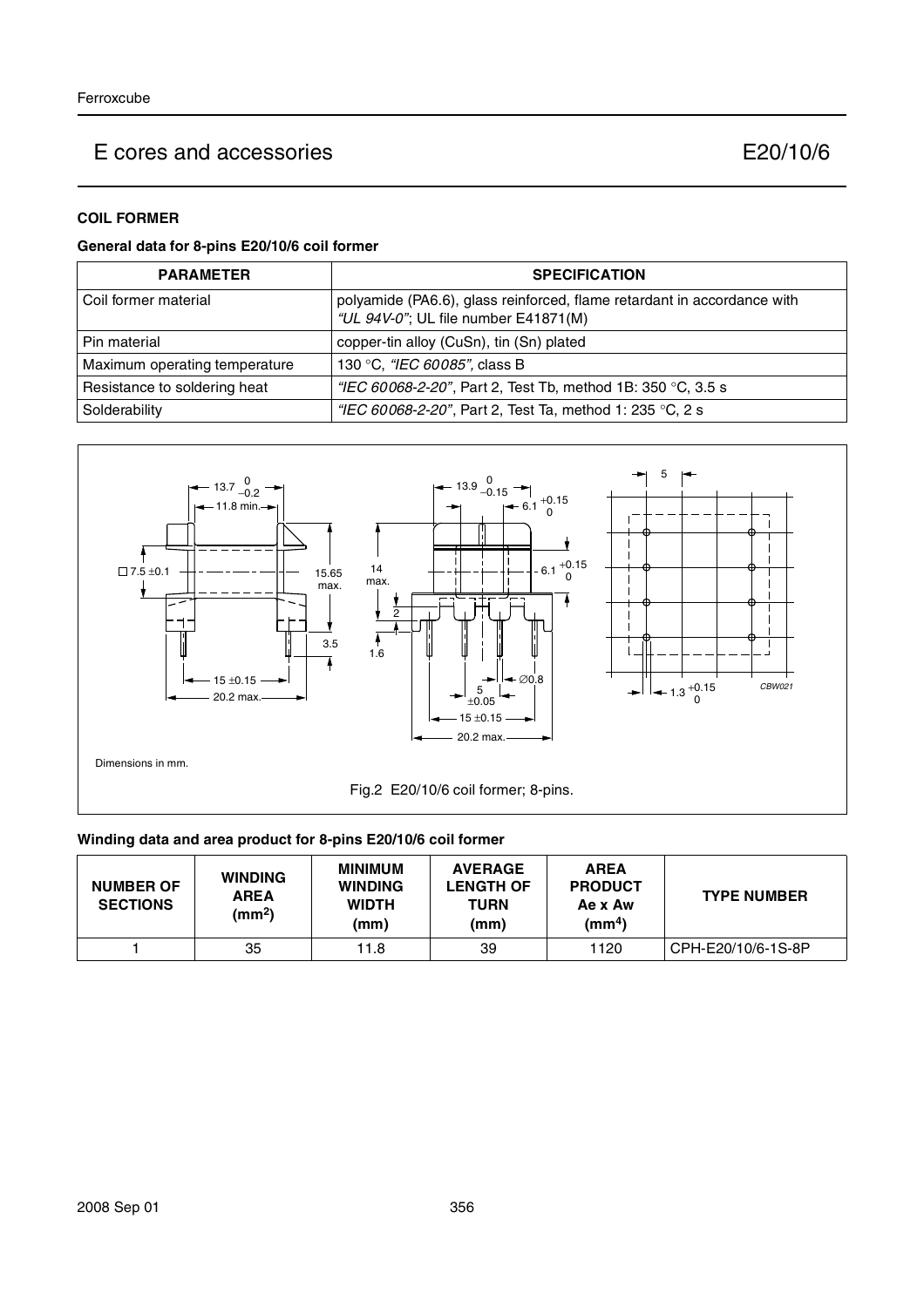## COIL FORMER

### General data for 8-pins E20/10/6 coil former

| PARAMETER | SPECIFICATION |
| --- | --- |
| Coil former material | polyamide (PA6.6), glass reinforced, flame retardant in accordance with *"UL 94V-0"*; UL file number E41871(M) |
| Pin material | copper-tin alloy (CuSn), tin (Sn) plated |
| Maximum operating temperature | 130 °C, *"IEC 60085"*, class B |
| Resistance to soldering heat | *"IEC 60068-2-20"*, Part 2, Test Tb, method 1B: 350 °C, 3.5 s |
| Solderability | *"IEC 60068-2-20"*, Part 2, Test Ta, method 1: 235 °C, 2 s |

Dimensions in mm.

Fig.2 E20/10/6 coil former; 8-pins.

### Winding data and area product for 8-pins E20/10/6 coil former

| NUMBER OF SECTIONS | WINDING AREA ($mm^2$) | MINIMUM WINDING WIDTH (mm) | AVERAGE LENGTH OF TURN (mm) | AREA PRODUCT Ae x Aw ($mm^4$) | TYPE NUMBER |
| --- | --- | --- | --- | --- | --- |
| 1 | 35 | 11.8 | 39 | 1120 | CPH-E20/10/6-1S-8P |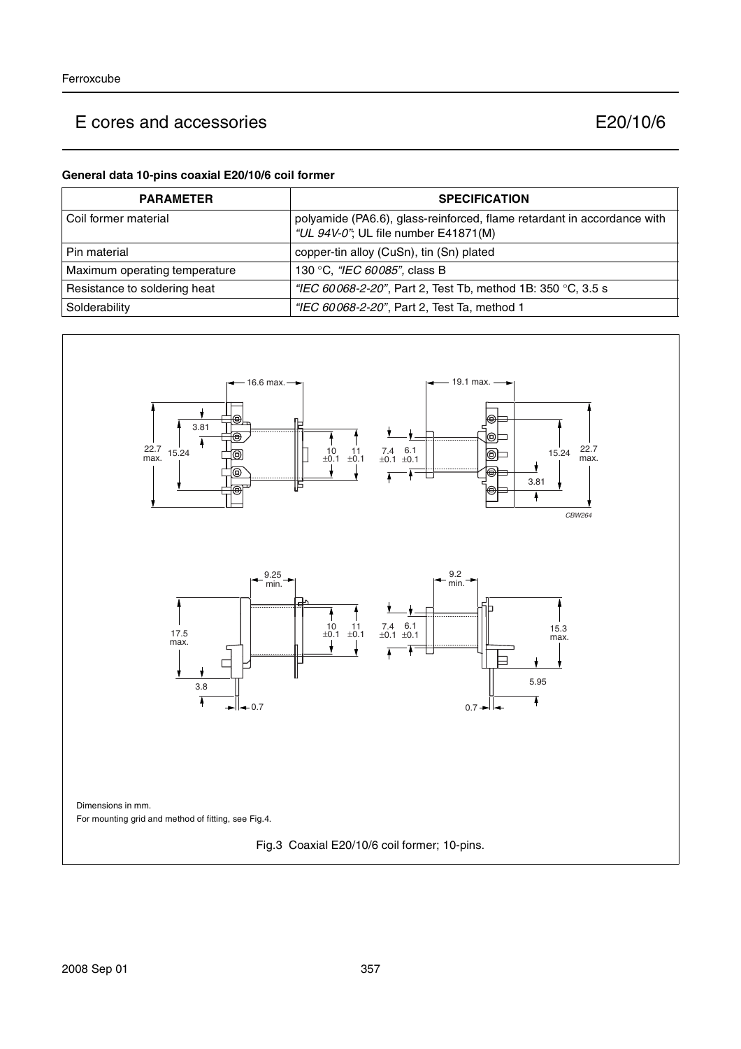# E cores and accessories E20/10/6

**General data 10-pins coaxial E20/10/6 coil former**

| PARAMETER | SPECIFICATION |
| --- | --- |
| Coil former material | polyamide (PA6.6), glass-reinforced, flame retardant in accordance with *"UL 94V-0"*; UL file number E41871(M) |
| Pin material | copper-tin alloy (CuSn), tin (Sn) plated |
| Maximum operating temperature | 130 °C, *"IEC 60085"*, class B |
| Resistance to soldering heat | *"IEC 60068-2-20"*, Part 2, Test Tb, method 1B: 350 °C, 3.5 s |
| Solderability | *"IEC 60068-2-20"*, Part 2, Test Ta, method 1 |

Dimensions in mm.

For mounting grid and method of fitting, see Fig.4.

Fig.3 Coaxial E20/10/6 coil former; 10-pins.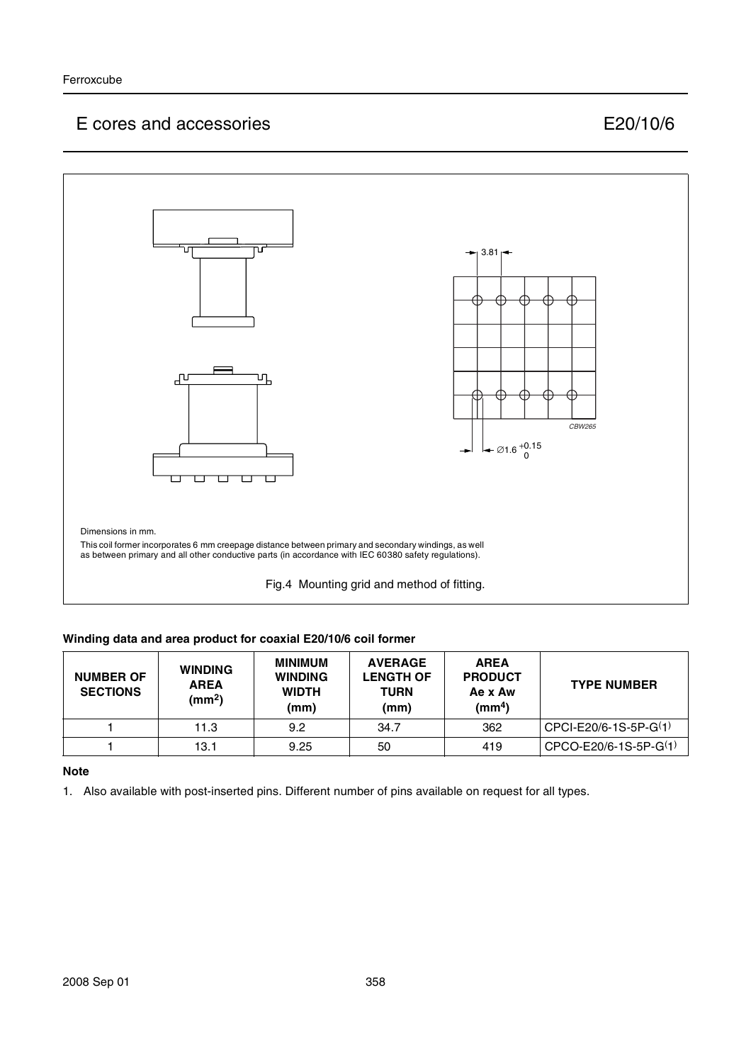## E cores and accessories — E20/10/6

3.81

CBW265

$\varnothing 1.6^{+0.15}_{0}$

Dimensions in mm.

This coil former incorporates 6 mm creepage distance between primary and secondary windings, as well as between primary and all other conductive parts (in accordance with IEC 60380 safety regulations).

Fig.4 Mounting grid and method of fitting.

**Winding data and area product for coaxial E20/10/6 coil former**

| NUMBER OF SECTIONS | WINDING AREA ($mm^2$) | MINIMUM WINDING WIDTH (mm) | AVERAGE LENGTH OF TURN (mm) | AREA PRODUCT Ae x Aw ($mm^4$) | TYPE NUMBER |
|---|---|---|---|---|---|
| 1 | 11.3 | 9.2 | 34.7 | 362 | CPCI-E20/6-1S-5P-G(1) |
| 1 | 13.1 | 9.25 | 50 | 419 | CPCO-E20/6-1S-5P-G(1) |

**Note**

1. Also available with post-inserted pins. Different number of pins available on request for all types.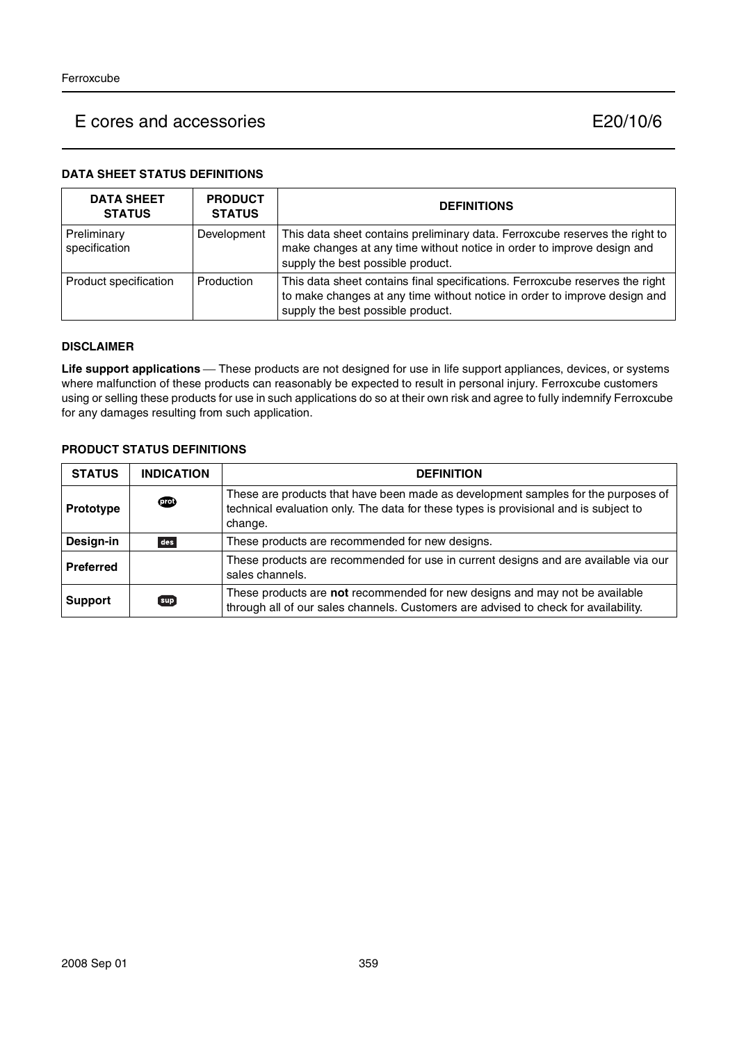## DATA SHEET STATUS DEFINITIONS

| DATA SHEET STATUS | PRODUCT STATUS | DEFINITIONS |
| --- | --- | --- |
| Preliminary specification | Development | This data sheet contains preliminary data. Ferroxcube reserves the right to make changes at any time without notice in order to improve design and supply the best possible product. |
| Product specification | Production | This data sheet contains final specifications. Ferroxcube reserves the right to make changes at any time without notice in order to improve design and supply the best possible product. |

## DISCLAIMER

**Life support applications** — These products are not designed for use in life support appliances, devices, or systems where malfunction of these products can reasonably be expected to result in personal injury. Ferroxcube customers using or selling these products for use in such applications do so at their own risk and agree to fully indemnify Ferroxcube for any damages resulting from such application.

## PRODUCT STATUS DEFINITIONS

| STATUS | INDICATION | DEFINITION |
| --- | --- | --- |
| **Prototype** | prot | These are products that have been made as development samples for the purposes of technical evaluation only. The data for these types is provisional and is subject to change. |
| **Design-in** | des | These products are recommended for new designs. |
| **Preferred** | | These products are recommended for use in current designs and are available via our sales channels. |
| **Support** | sup | These products are **not** recommended for new designs and may not be available through all of our sales channels. Customers are advised to check for availability. |